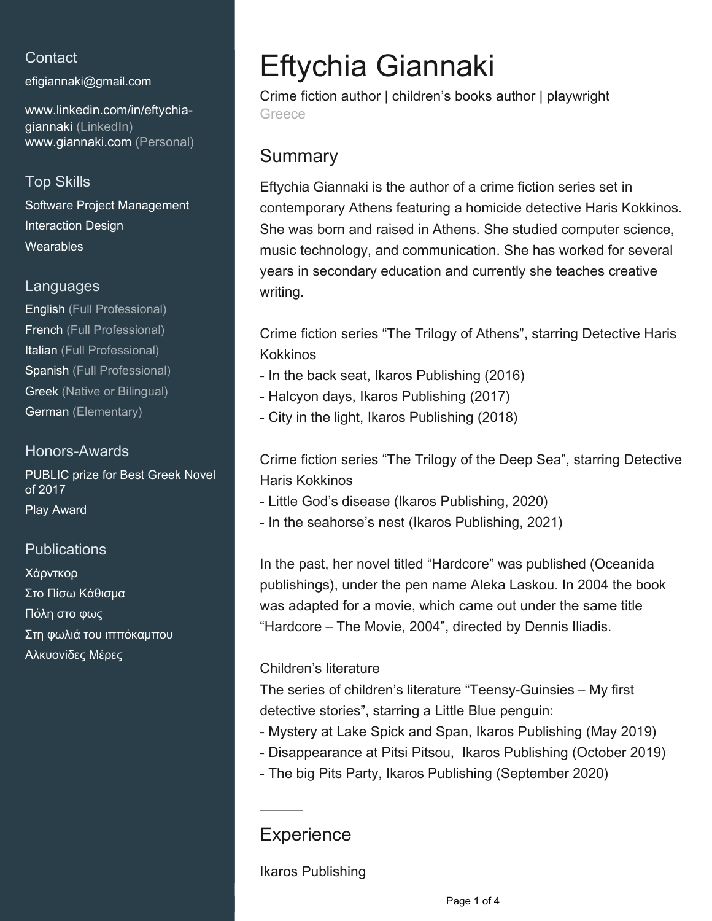## Contact

efigiannaki@gmail.com

www.linkedin.com/in/eftychia-giannaki (LinkedIn)
www.giannaki.com (Personal)

## Top Skills

Software Project Management
Interaction Design
Wearables

## Languages

English (Full Professional)
French (Full Professional)
Italian (Full Professional)
Spanish (Full Professional)
Greek (Native or Bilingual)
German (Elementary)

## Honors-Awards

PUBLIC prize for Best Greek Novel of 2017
Play Award

## Publications

Χάρντκορ
Στο Πίσω Κάθισμα
Πόλη στο φως
Στη φωλιά του ιππόκαμπου
Αλκυονίδες Μέρες

# Eftychia Giannaki

Crime fiction author | children's books author | playwright
Greece

## Summary

Eftychia Giannaki is the author of a crime fiction series set in contemporary Athens featuring a homicide detective Haris Kokkinos. She was born and raised in Athens. She studied computer science, music technology, and communication. She has worked for several years in secondary education and currently she teaches creative writing.

Crime fiction series "The Trilogy of Athens", starring Detective Haris Kokkinos
- In the back seat, Ikaros Publishing (2016)
- Halcyon days, Ikaros Publishing (2017)
- City in the light, Ikaros Publishing (2018)

Crime fiction series "The Trilogy of the Deep Sea", starring Detective Haris Kokkinos
- Little God's disease (Ikaros Publishing, 2020)
- In the seahorse's nest (Ikaros Publishing, 2021)

In the past, her novel titled "Hardcore" was published (Oceanida publishings), under the pen name Aleka Laskou. In 2004 the book was adapted for a movie, which came out under the same title "Hardcore – The Movie, 2004", directed by Dennis Iliadis.

Children's literature
The series of children's literature "Teensy-Guinsies – My first detective stories", starring a Little Blue penguin:
- Mystery at Lake Spick and Span, Ikaros Publishing (May 2019)
- Disappearance at Pitsi Pitsou, Ikaros Publishing (October 2019)
- The big Pits Party, Ikaros Publishing (September 2020)

## Experience

Ikaros Publishing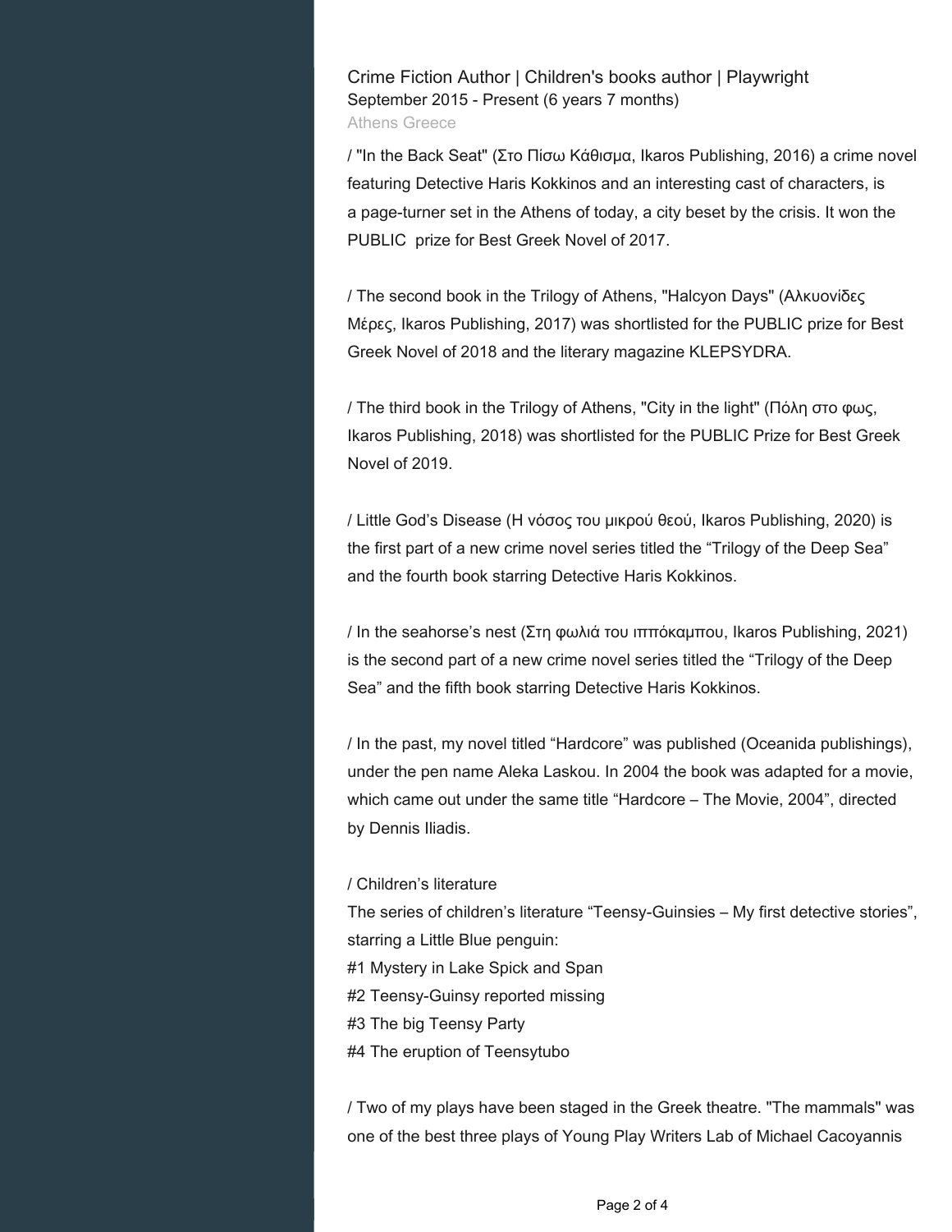### Crime Fiction Author | Children's books author | Playwright

September 2015 - Present (6 years 7 months)

Athens Greece

/ "In the Back Seat" (Στο Πίσω Κάθισμα, Ikaros Publishing, 2016) a crime novel featuring Detective Haris Kokkinos and an interesting cast of characters, is a page-turner set in the Athens of today, a city beset by the crisis. It won the PUBLIC prize for Best Greek Novel of 2017.

/ The second book in the Trilogy of Athens, "Halcyon Days" (Αλκυονίδες Μέρες, Ikaros Publishing, 2017) was shortlisted for the PUBLIC prize for Best Greek Novel of 2018 and the literary magazine KLEPSYDRA.

/ The third book in the Trilogy of Athens, "City in the light" (Πόλη στο φως, Ikaros Publishing, 2018) was shortlisted for the PUBLIC Prize for Best Greek Novel of 2019.

/ Little God's Disease (Η νόσος του μικρού θεού, Ikaros Publishing, 2020) is the first part of a new crime novel series titled the "Trilogy of the Deep Sea" and the fourth book starring Detective Haris Kokkinos.

/ In the seahorse's nest (Στη φωλιά του ιππόκαμπου, Ikaros Publishing, 2021) is the second part of a new crime novel series titled the "Trilogy of the Deep Sea" and the fifth book starring Detective Haris Kokkinos.

/ In the past, my novel titled "Hardcore" was published (Oceanida publishings), under the pen name Aleka Laskou. In 2004 the book was adapted for a movie, which came out under the same title "Hardcore – The Movie, 2004", directed by Dennis Iliadis.

/ Children's literature

The series of children's literature "Teensy-Guinsies – My first detective stories", starring a Little Blue penguin:

#1 Mystery in Lake Spick and Span

#2 Teensy-Guinsy reported missing

#3 The big Teensy Party

#4 The eruption of Teensytubo

/ Two of my plays have been staged in the Greek theatre. "The mammals" was one of the best three plays of Young Play Writers Lab of Michael Cacoyannis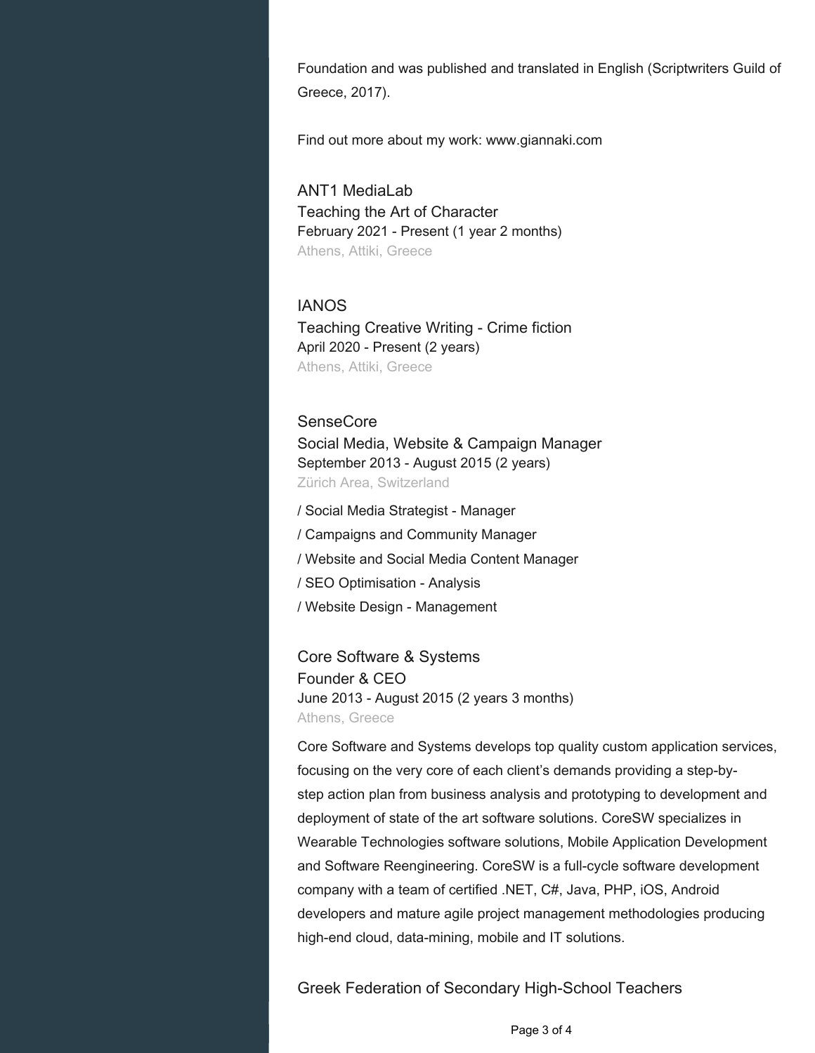Foundation and was published and translated in English (Scriptwriters Guild of Greece, 2017).

Find out more about my work: www.giannaki.com

### ANT1 MediaLab

Teaching the Art of Character
February 2021 - Present (1 year 2 months)
Athens, Attiki, Greece

### IANOS

Teaching Creative Writing - Crime fiction
April 2020 - Present (2 years)
Athens, Attiki, Greece

### SenseCore

Social Media, Website & Campaign Manager
September 2013 - August 2015 (2 years)
Zürich Area, Switzerland

/ Social Media Strategist - Manager
/ Campaigns and Community Manager
/ Website and Social Media Content Manager
/ SEO Optimisation - Analysis
/ Website Design - Management

### Core Software & Systems

Founder & CEO
June 2013 - August 2015 (2 years 3 months)
Athens, Greece

Core Software and Systems develops top quality custom application services, focusing on the very core of each client's demands providing a step-by-step action plan from business analysis and prototyping to development and deployment of state of the art software solutions. CoreSW specializes in Wearable Technologies software solutions, Mobile Application Development and Software Reengineering. CoreSW is a full-cycle software development company with a team of certified .NET, C#, Java, PHP, iOS, Android developers and mature agile project management methodologies producing high-end cloud, data-mining, mobile and IT solutions.

### Greek Federation of Secondary High-School Teachers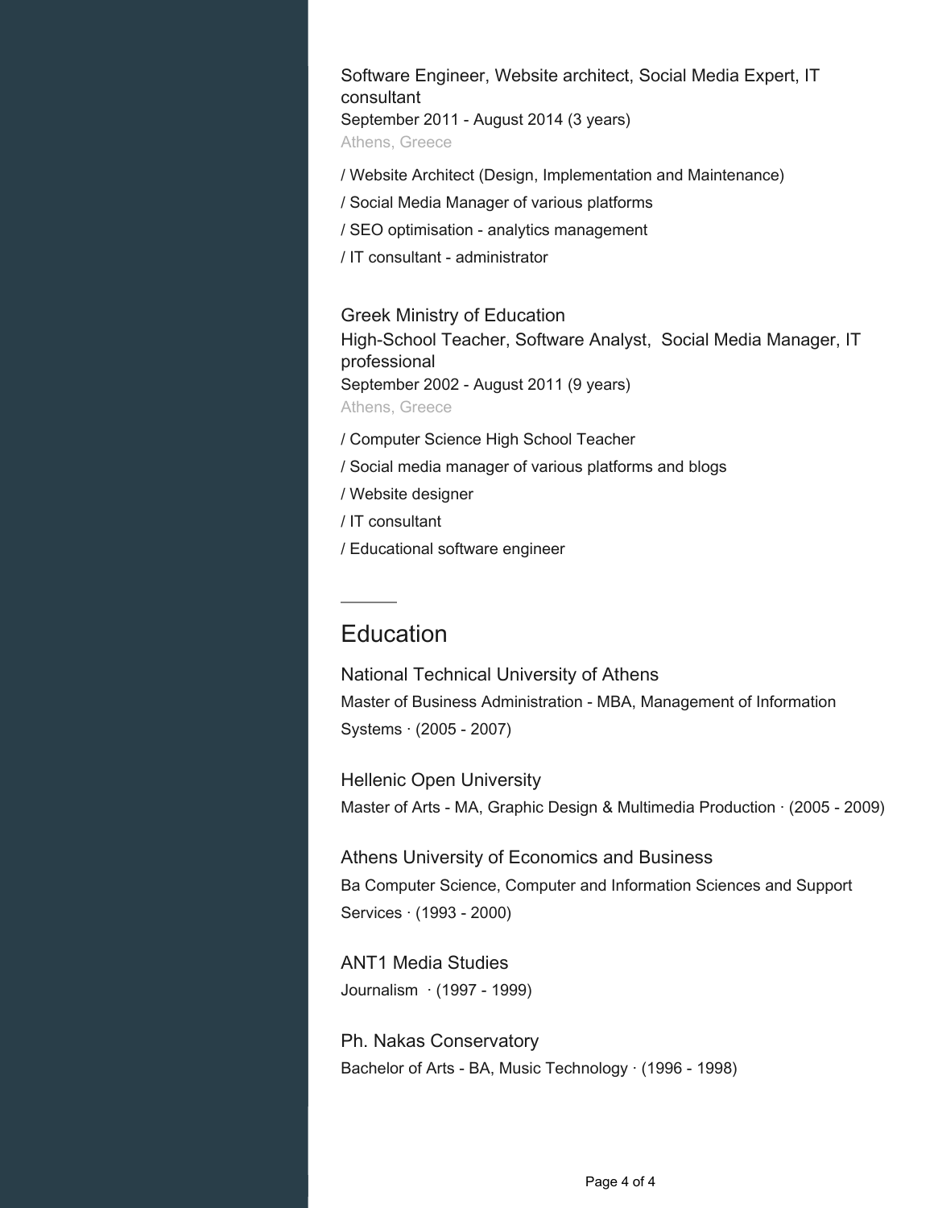Software Engineer, Website architect, Social Media Expert, IT consultant
September 2011 - August 2014 (3 years)
Athens, Greece

/ Website Architect (Design, Implementation and Maintenance)

/ Social Media Manager of various platforms

/ SEO optimisation - analytics management

/ IT consultant - administrator

Greek Ministry of Education
High-School Teacher, Software Analyst, Social Media Manager, IT professional
September 2002 - August 2011 (9 years)
Athens, Greece

/ Computer Science High School Teacher

/ Social media manager of various platforms and blogs

/ Website designer

/ IT consultant

/ Educational software engineer

## Education

National Technical University of Athens
Master of Business Administration - MBA, Management of Information Systems · (2005 - 2007)

Hellenic Open University
Master of Arts - MA, Graphic Design & Multimedia Production · (2005 - 2009)

Athens University of Economics and Business
Ba Computer Science, Computer and Information Sciences and Support Services · (1993 - 2000)

ANT1 Media Studies
Journalism · (1997 - 1999)

Ph. Nakas Conservatory
Bachelor of Arts - BA, Music Technology · (1996 - 1998)